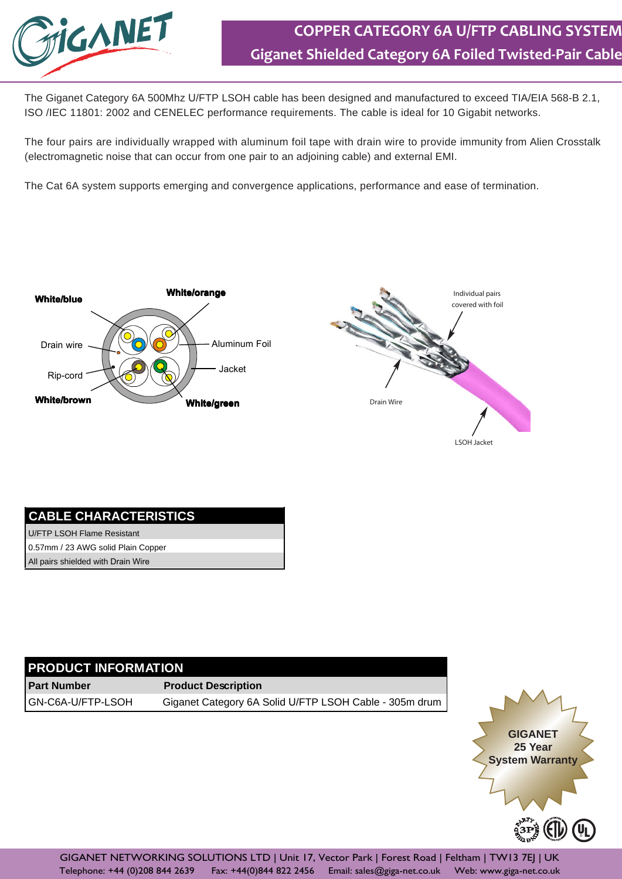# COPPER CATEGORY 6A U/FTP CABLING SYSTEM

## Giganet Shielded Category 6A Foiled Twisted-Pair Cable

The Giganet Category 6A 500Mhz U/FTP LSOH cable has been designed and manufactured to exceed TIA/EIA 568-B 2.1, ISO /IEC 11801: 2002 and CENELEC performance requirements. The cable is ideal for 10 Gigabit networks.

The four pairs are individually wrapped with aluminum foil tape with drain wire to provide immunity from Alien Crosstalk (electromagnetic noise that can occur from one pair to an adjoining cable) and external EMI.

The Cat 6A system supports emerging and convergence applications, performance and ease of termination.

**White/blue** — **White/orange** — Drain wire — Aluminum Foil — Rip-cord — Jacket — **White/brown** — **White/green**

Individual pairs covered with foil — Drain Wire — LSOH Jacket

| CABLE CHARACTERISTICS |
|---|
| U/FTP LSOH Flame Resistant |
| 0.57mm / 23 AWG solid Plain Copper |
| All pairs shielded with Drain Wire |

| PRODUCT INFORMATION | |
|---|---|
| **Part Number** | **Product Description** |
| GN-C6A-U/FTP-LSOH | Giganet Category 6A Solid U/FTP LSOH Cable - 305m drum |

**GIGANET 25 Year System Warranty**

GIGANET NETWORKING SOLUTIONS LTD | Unit 17, Vector Park | Forest Road | Feltham | TW13 7EJ | UK
Telephone: +44 (0)208 844 2639 Fax: +44(0)844 822 2456 Email: sales@giga-net.co.uk Web: www.giga-net.co.uk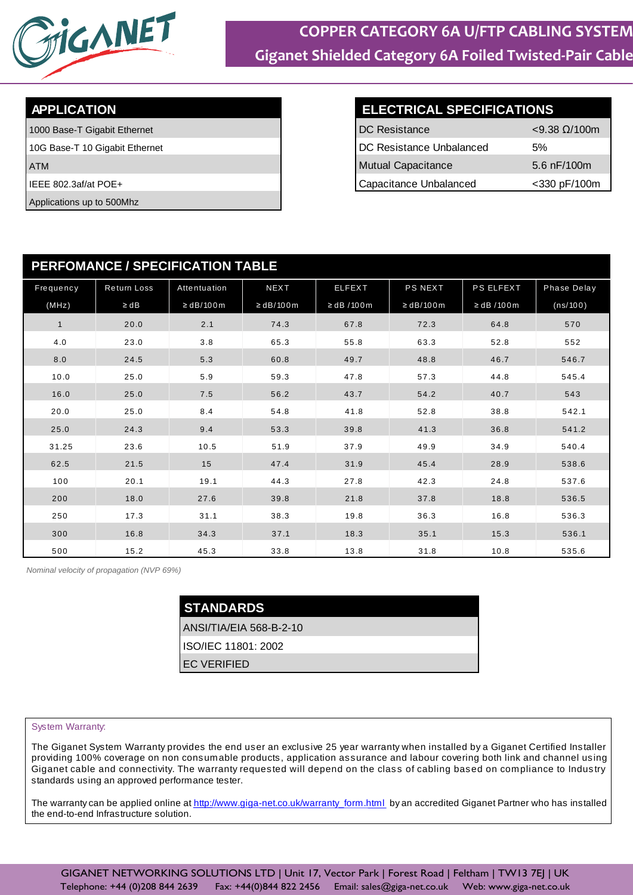# COPPER CATEGORY 6A U/FTP CABLING SYSTEM

## Giganet Shielded Category 6A Foiled Twisted-Pair Cable

| APPLICATION |
|---|
| 1000 Base-T Gigabit Ethernet |
| 10G Base-T 10 Gigabit Ethernet |
| ATM |
| IEEE 802.3af/at POE+ |
| Applications up to 500Mhz |

| ELECTRICAL SPECIFICATIONS | |
|---|---|
| DC Resistance | <9.38 Ω/100m |
| DC Resistance Unbalanced | 5% |
| Mutual Capacitance | 5.6 nF/100m |
| Capacitance Unbalanced | <330 pF/100m |

## PERFOMANCE / SPECIFICATION TABLE

| Frequency (MHz) | Return Loss ≥ dB | Attentuation ≥ dB/100m | NEXT ≥ dB/100m | ELFEXT ≥ dB /100m | PS NEXT ≥ dB/100m | PS ELFEXT ≥ dB /100m | Phase Delay (ns/100) |
|---|---|---|---|---|---|---|---|
| 1 | 20.0 | 2.1 | 74.3 | 67.8 | 72.3 | 64.8 | 570 |
| 4.0 | 23.0 | 3.8 | 65.3 | 55.8 | 63.3 | 52.8 | 552 |
| 8.0 | 24.5 | 5.3 | 60.8 | 49.7 | 48.8 | 46.7 | 546.7 |
| 10.0 | 25.0 | 5.9 | 59.3 | 47.8 | 57.3 | 44.8 | 545.4 |
| 16.0 | 25.0 | 7.5 | 56.2 | 43.7 | 54.2 | 40.7 | 543 |
| 20.0 | 25.0 | 8.4 | 54.8 | 41.8 | 52.8 | 38.8 | 542.1 |
| 25.0 | 24.3 | 9.4 | 53.3 | 39.8 | 41.3 | 36.8 | 541.2 |
| 31.25 | 23.6 | 10.5 | 51.9 | 37.9 | 49.9 | 34.9 | 540.4 |
| 62.5 | 21.5 | 15 | 47.4 | 31.9 | 45.4 | 28.9 | 538.6 |
| 100 | 20.1 | 19.1 | 44.3 | 27.8 | 42.3 | 24.8 | 537.6 |
| 200 | 18.0 | 27.6 | 39.8 | 21.8 | 37.8 | 18.8 | 536.5 |
| 250 | 17.3 | 31.1 | 38.3 | 19.8 | 36.3 | 16.8 | 536.3 |
| 300 | 16.8 | 34.3 | 37.1 | 18.3 | 35.1 | 15.3 | 536.1 |
| 500 | 15.2 | 45.3 | 33.8 | 13.8 | 31.8 | 10.8 | 535.6 |

*Nominal velocity of propagation (NVP 69%)*

| STANDARDS |
|---|
| ANSI/TIA/EIA 568-B-2-10 |
| ISO/IEC 11801: 2002 |
| EC VERIFIED |

System Warranty:

The Giganet System Warranty provides the end user an exclusive 25 year warranty when installed by a Giganet Certified Installer providing 100% coverage on non consumable products, application assurance and labour covering both link and channel using Giganet cable and connectivity. The warranty requested will depend on the class of cabling based on compliance to Industry standards using an approved performance tester.

The warranty can be applied online at http://www.giga-net.co.uk/warranty_form.html by an accredited Giganet Partner who has installed the end-to-end Infrastructure solution.

GIGANET NETWORKING SOLUTIONS LTD | Unit 17, Vector Park | Forest Road | Feltham | TW13 7EJ | UK
Telephone: +44 (0)208 844 2639 Fax: +44(0)844 822 2456 Email: sales@giga-net.co.uk Web: www.giga-net.co.uk